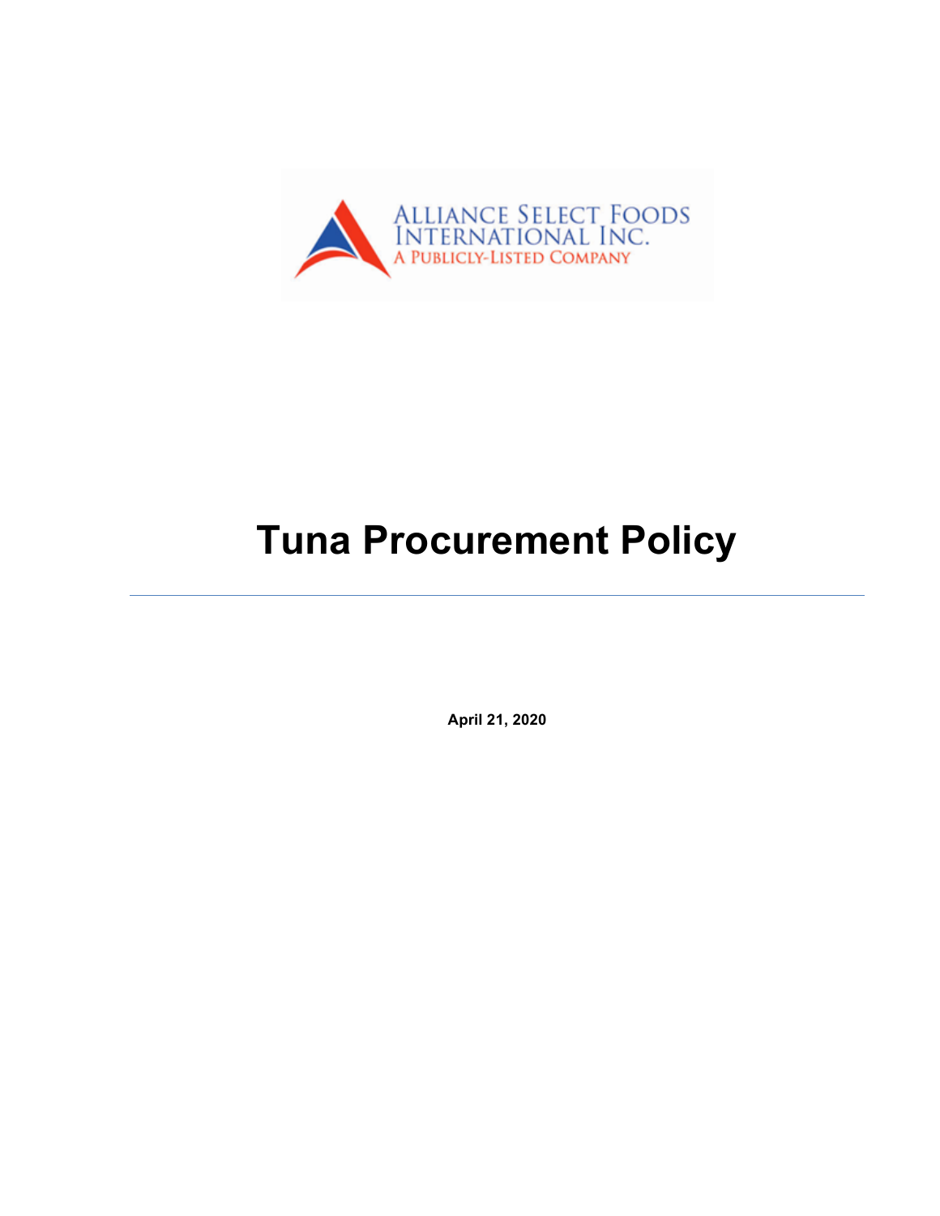ALLIANCE SELECT FOODS INTERNATIONAL INC.
A PUBLICLY-LISTED COMPANY

# Tuna Procurement Policy

---

**April 21, 2020**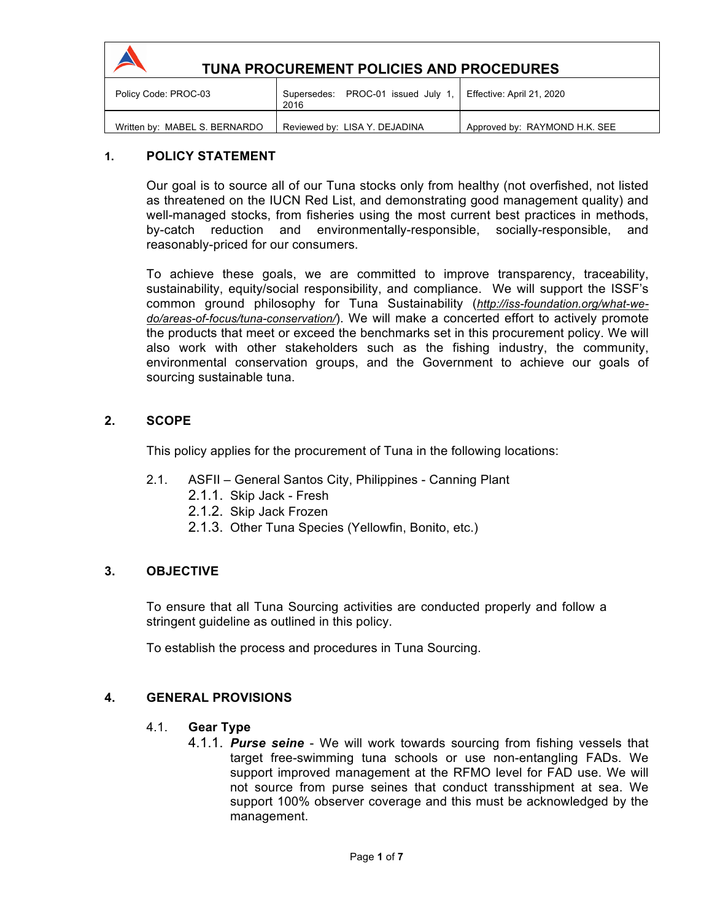# TUNA PROCUREMENT POLICIES AND PROCEDURES

| Policy Code: PROC-03 | Supersedes: PROC-01 issued July 1, 2016 | Effective: April 21, 2020 |
| --- | --- | --- |
| Written by: MABEL S. BERNARDO | Reviewed by: LISA Y. DEJADINA | Approved by: RAYMOND H.K. SEE |

## 1. POLICY STATEMENT

Our goal is to source all of our Tuna stocks only from healthy (not overfished, not listed as threatened on the IUCN Red List, and demonstrating good management quality) and well-managed stocks, from fisheries using the most current best practices in methods, by-catch reduction and environmentally-responsible, socially-responsible, and reasonably-priced for our consumers.

To achieve these goals, we are committed to improve transparency, traceability, sustainability, equity/social responsibility, and compliance. We will support the ISSF's common ground philosophy for Tuna Sustainability (*http://iss-foundation.org/what-we-do/areas-of-focus/tuna-conservation/*). We will make a concerted effort to actively promote the products that meet or exceed the benchmarks set in this procurement policy. We will also work with other stakeholders such as the fishing industry, the community, environmental conservation groups, and the Government to achieve our goals of sourcing sustainable tuna.

## 2. SCOPE

This policy applies for the procurement of Tuna in the following locations:

2.1. ASFII – General Santos City, Philippines - Canning Plant

- 2.1.1. Skip Jack - Fresh
- 2.1.2. Skip Jack Frozen
- 2.1.3. Other Tuna Species (Yellowfin, Bonito, etc.)

## 3. OBJECTIVE

To ensure that all Tuna Sourcing activities are conducted properly and follow a stringent guideline as outlined in this policy.

To establish the process and procedures in Tuna Sourcing.

## 4. GENERAL PROVISIONS

### 4.1. Gear Type

4.1.1. ***Purse seine*** - We will work towards sourcing from fishing vessels that target free-swimming tuna schools or use non-entangling FADs. We support improved management at the RFMO level for FAD use. We will not source from purse seines that conduct transshipment at sea. We support 100% observer coverage and this must be acknowledged by the management.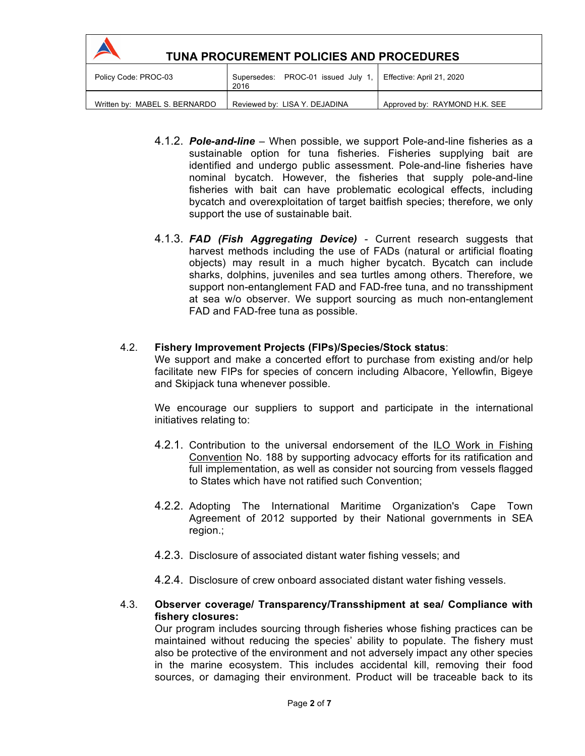4.1.2. ***Pole-and-line*** – When possible, we support Pole-and-line fisheries as a sustainable option for tuna fisheries. Fisheries supplying bait are identified and undergo public assessment. Pole-and-line fisheries have nominal bycatch. However, the fisheries that supply pole-and-line fisheries with bait can have problematic ecological effects, including bycatch and overexploitation of target baitfish species; therefore, we only support the use of sustainable bait.

4.1.3. ***FAD (Fish Aggregating Device)*** - Current research suggests that harvest methods including the use of FADs (natural or artificial floating objects) may result in a much higher bycatch. Bycatch can include sharks, dolphins, juveniles and sea turtles among others. Therefore, we support non-entanglement FAD and FAD-free tuna, and no transshipment at sea w/o observer. We support sourcing as much non-entanglement FAD and FAD-free tuna as possible.

4.2. **Fishery Improvement Projects (FIPs)/Species/Stock status**:
We support and make a concerted effort to purchase from existing and/or help facilitate new FIPs for species of concern including Albacore, Yellowfin, Bigeye and Skipjack tuna whenever possible.

We encourage our suppliers to support and participate in the international initiatives relating to:

4.2.1. Contribution to the universal endorsement of the ILO Work in Fishing Convention No. 188 by supporting advocacy efforts for its ratification and full implementation, as well as consider not sourcing from vessels flagged to States which have not ratified such Convention;

4.2.2. Adopting The International Maritime Organization's Cape Town Agreement of 2012 supported by their National governments in SEA region.;

4.2.3. Disclosure of associated distant water fishing vessels; and

4.2.4. Disclosure of crew onboard associated distant water fishing vessels.

4.3. **Observer coverage/ Transparency/Transshipment at sea/ Compliance with fishery closures:**
Our program includes sourcing through fisheries whose fishing practices can be maintained without reducing the species' ability to populate. The fishery must also be protective of the environment and not adversely impact any other species in the marine ecosystem. This includes accidental kill, removing their food sources, or damaging their environment. Product will be traceable back to its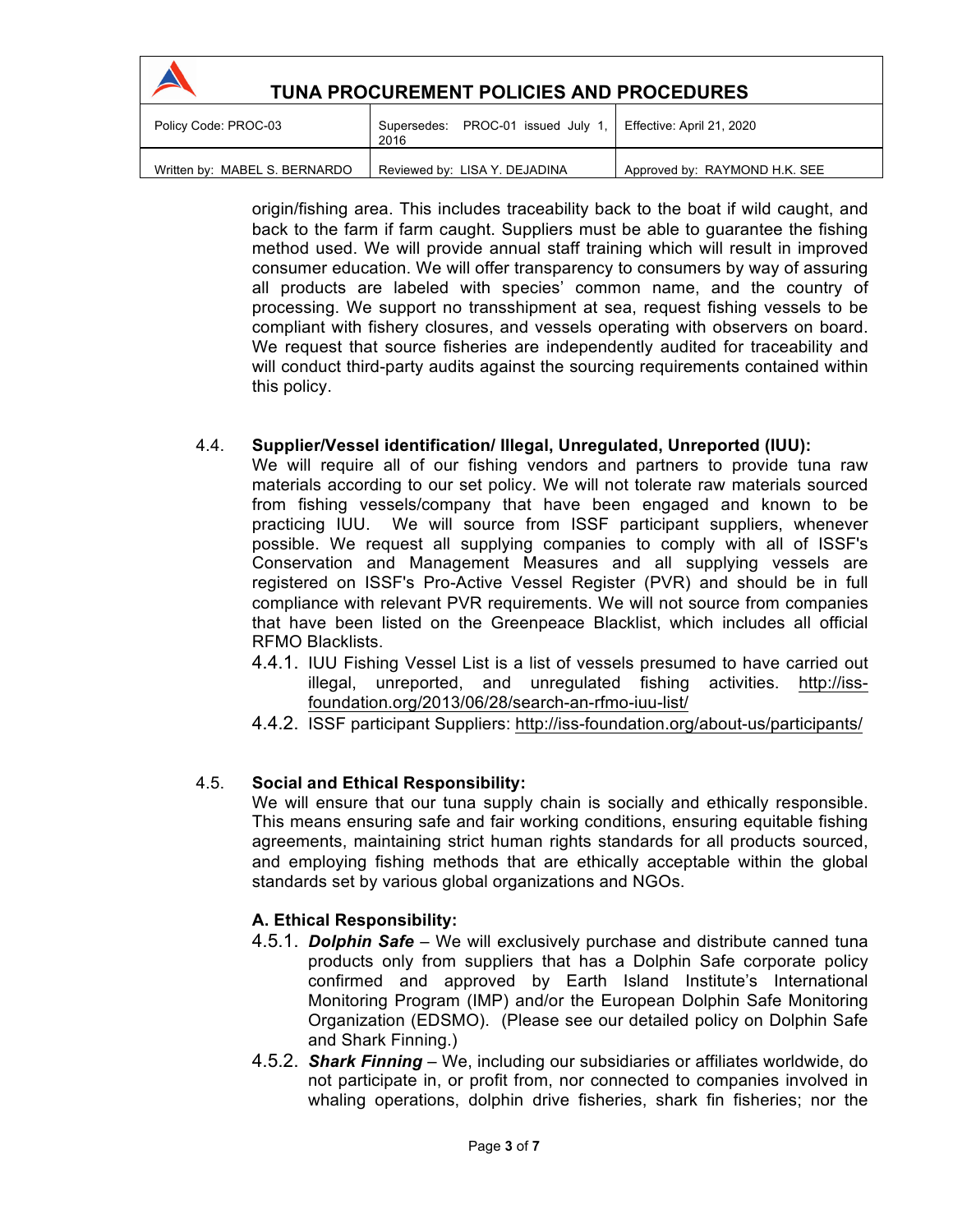origin/fishing area. This includes traceability back to the boat if wild caught, and back to the farm if farm caught. Suppliers must be able to guarantee the fishing method used. We will provide annual staff training which will result in improved consumer education. We will offer transparency to consumers by way of assuring all products are labeled with species' common name, and the country of processing. We support no transshipment at sea, request fishing vessels to be compliant with fishery closures, and vessels operating with observers on board. We request that source fisheries are independently audited for traceability and will conduct third-party audits against the sourcing requirements contained within this policy.

4.4. **Supplier/Vessel identification/ Illegal, Unregulated, Unreported (IUU):**

We will require all of our fishing vendors and partners to provide tuna raw materials according to our set policy. We will not tolerate raw materials sourced from fishing vessels/company that have been engaged and known to be practicing IUU. We will source from ISSF participant suppliers, whenever possible. We request all supplying companies to comply with all of ISSF's Conservation and Management Measures and all supplying vessels are registered on ISSF's Pro-Active Vessel Register (PVR) and should be in full compliance with relevant PVR requirements. We will not source from companies that have been listed on the Greenpeace Blacklist, which includes all official RFMO Blacklists.

4.4.1. IUU Fishing Vessel List is a list of vessels presumed to have carried out illegal, unreported, and unregulated fishing activities. http://iss-foundation.org/2013/06/28/search-an-rfmo-iuu-list/

4.4.2. ISSF participant Suppliers: http://iss-foundation.org/about-us/participants/

4.5. **Social and Ethical Responsibility:**

We will ensure that our tuna supply chain is socially and ethically responsible. This means ensuring safe and fair working conditions, ensuring equitable fishing agreements, maintaining strict human rights standards for all products sourced, and employing fishing methods that are ethically acceptable within the global standards set by various global organizations and NGOs.

**A. Ethical Responsibility:**

4.5.1. ***Dolphin Safe*** – We will exclusively purchase and distribute canned tuna products only from suppliers that has a Dolphin Safe corporate policy confirmed and approved by Earth Island Institute's International Monitoring Program (IMP) and/or the European Dolphin Safe Monitoring Organization (EDSMO). (Please see our detailed policy on Dolphin Safe and Shark Finning.)

4.5.2. ***Shark Finning*** – We, including our subsidiaries or affiliates worldwide, do not participate in, or profit from, nor connected to companies involved in whaling operations, dolphin drive fisheries, shark fin fisheries; nor the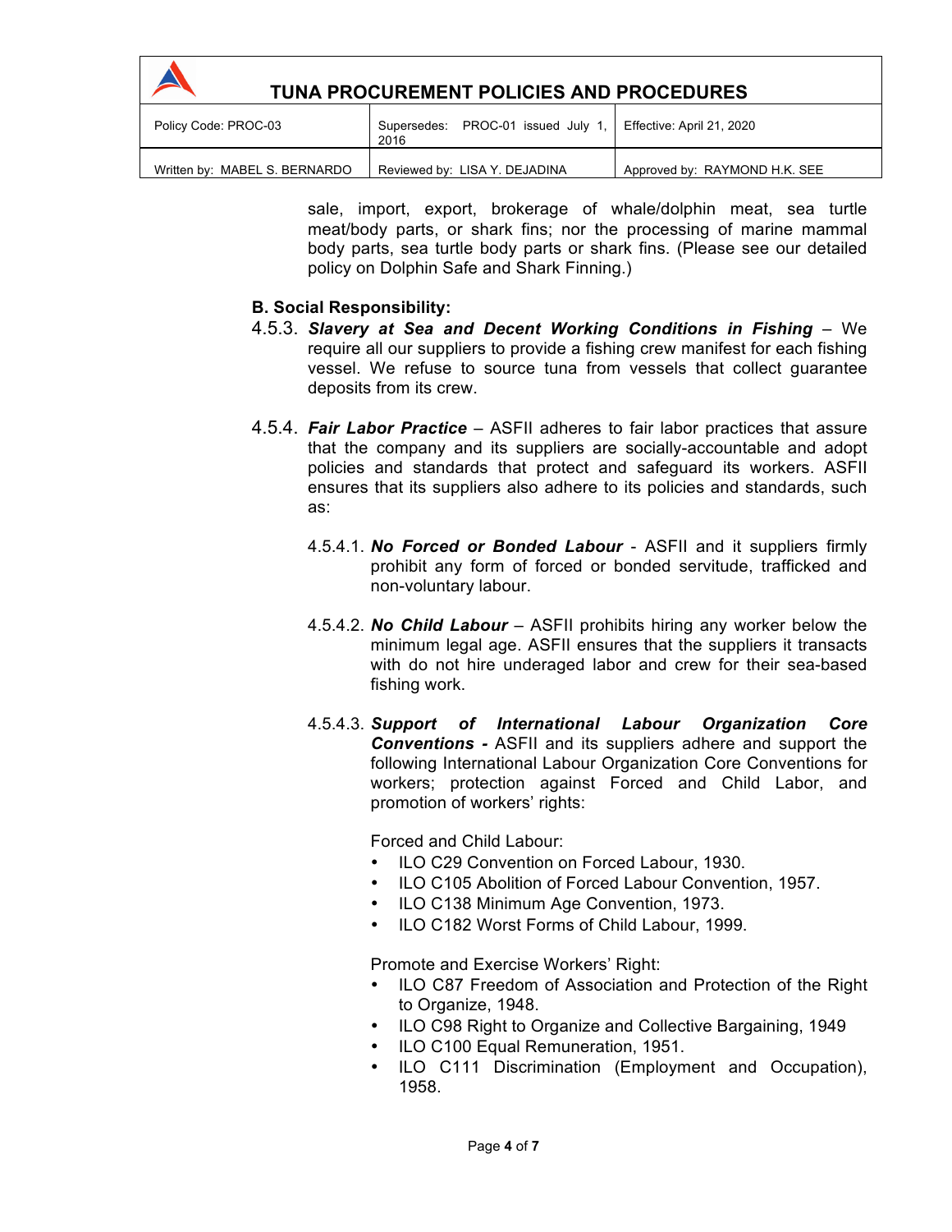sale, import, export, brokerage of whale/dolphin meat, sea turtle meat/body parts, or shark fins; nor the processing of marine mammal body parts, sea turtle body parts or shark fins. (Please see our detailed policy on Dolphin Safe and Shark Finning.)

**B. Social Responsibility:**

4.5.3. ***Slavery at Sea and Decent Working Conditions in Fishing*** – We require all our suppliers to provide a fishing crew manifest for each fishing vessel. We refuse to source tuna from vessels that collect guarantee deposits from its crew.

4.5.4. ***Fair Labor Practice*** – ASFII adheres to fair labor practices that assure that the company and its suppliers are socially-accountable and adopt policies and standards that protect and safeguard its workers. ASFII ensures that its suppliers also adhere to its policies and standards, such as:

4.5.4.1. ***No Forced or Bonded Labour*** - ASFII and it suppliers firmly prohibit any form of forced or bonded servitude, trafficked and non-voluntary labour.

4.5.4.2. ***No Child Labour*** – ASFII prohibits hiring any worker below the minimum legal age. ASFII ensures that the suppliers it transacts with do not hire underaged labor and crew for their sea-based fishing work.

4.5.4.3. ***Support of International Labour Organization Core Conventions -*** ASFII and its suppliers adhere and support the following International Labour Organization Core Conventions for workers; protection against Forced and Child Labor, and promotion of workers' rights:

Forced and Child Labour:

- ILO C29 Convention on Forced Labour, 1930.
- ILO C105 Abolition of Forced Labour Convention, 1957.
- ILO C138 Minimum Age Convention, 1973.
- ILO C182 Worst Forms of Child Labour, 1999.

Promote and Exercise Workers' Right:

- ILO C87 Freedom of Association and Protection of the Right to Organize, 1948.
- ILO C98 Right to Organize and Collective Bargaining, 1949
- ILO C100 Equal Remuneration, 1951.
- ILO C111 Discrimination (Employment and Occupation), 1958.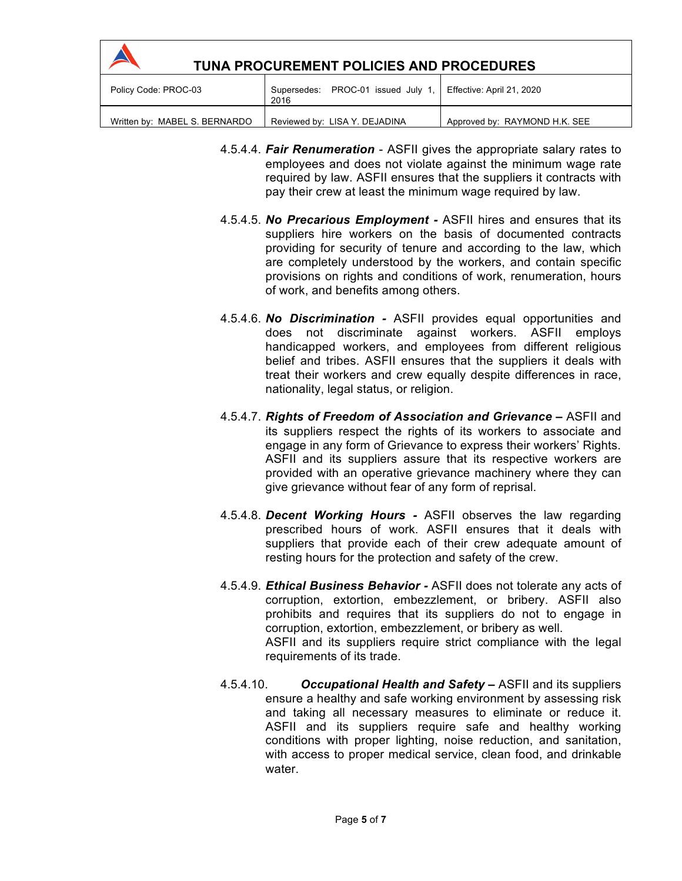4.5.4.4. ***Fair Renumeration*** - ASFII gives the appropriate salary rates to employees and does not violate against the minimum wage rate required by law. ASFII ensures that the suppliers it contracts with pay their crew at least the minimum wage required by law.

4.5.4.5. ***No Precarious Employment -*** ASFII hires and ensures that its suppliers hire workers on the basis of documented contracts providing for security of tenure and according to the law, which are completely understood by the workers, and contain specific provisions on rights and conditions of work, renumeration, hours of work, and benefits among others.

4.5.4.6. ***No Discrimination -*** ASFII provides equal opportunities and does not discriminate against workers. ASFII employs handicapped workers, and employees from different religious belief and tribes. ASFII ensures that the suppliers it deals with treat their workers and crew equally despite differences in race, nationality, legal status, or religion.

4.5.4.7. ***Rights of Freedom of Association and Grievance –*** ASFII and its suppliers respect the rights of its workers to associate and engage in any form of Grievance to express their workers' Rights. ASFII and its suppliers assure that its respective workers are provided with an operative grievance machinery where they can give grievance without fear of any form of reprisal.

4.5.4.8. ***Decent Working Hours -*** ASFII observes the law regarding prescribed hours of work. ASFII ensures that it deals with suppliers that provide each of their crew adequate amount of resting hours for the protection and safety of the crew.

4.5.4.9. ***Ethical Business Behavior -*** ASFII does not tolerate any acts of corruption, extortion, embezzlement, or bribery. ASFII also prohibits and requires that its suppliers do not to engage in corruption, extortion, embezzlement, or bribery as well.
ASFII and its suppliers require strict compliance with the legal requirements of its trade.

4.5.4.10. ***Occupational Health and Safety –*** ASFII and its suppliers ensure a healthy and safe working environment by assessing risk and taking all necessary measures to eliminate or reduce it. ASFII and its suppliers require safe and healthy working conditions with proper lighting, noise reduction, and sanitation, with access to proper medical service, clean food, and drinkable water.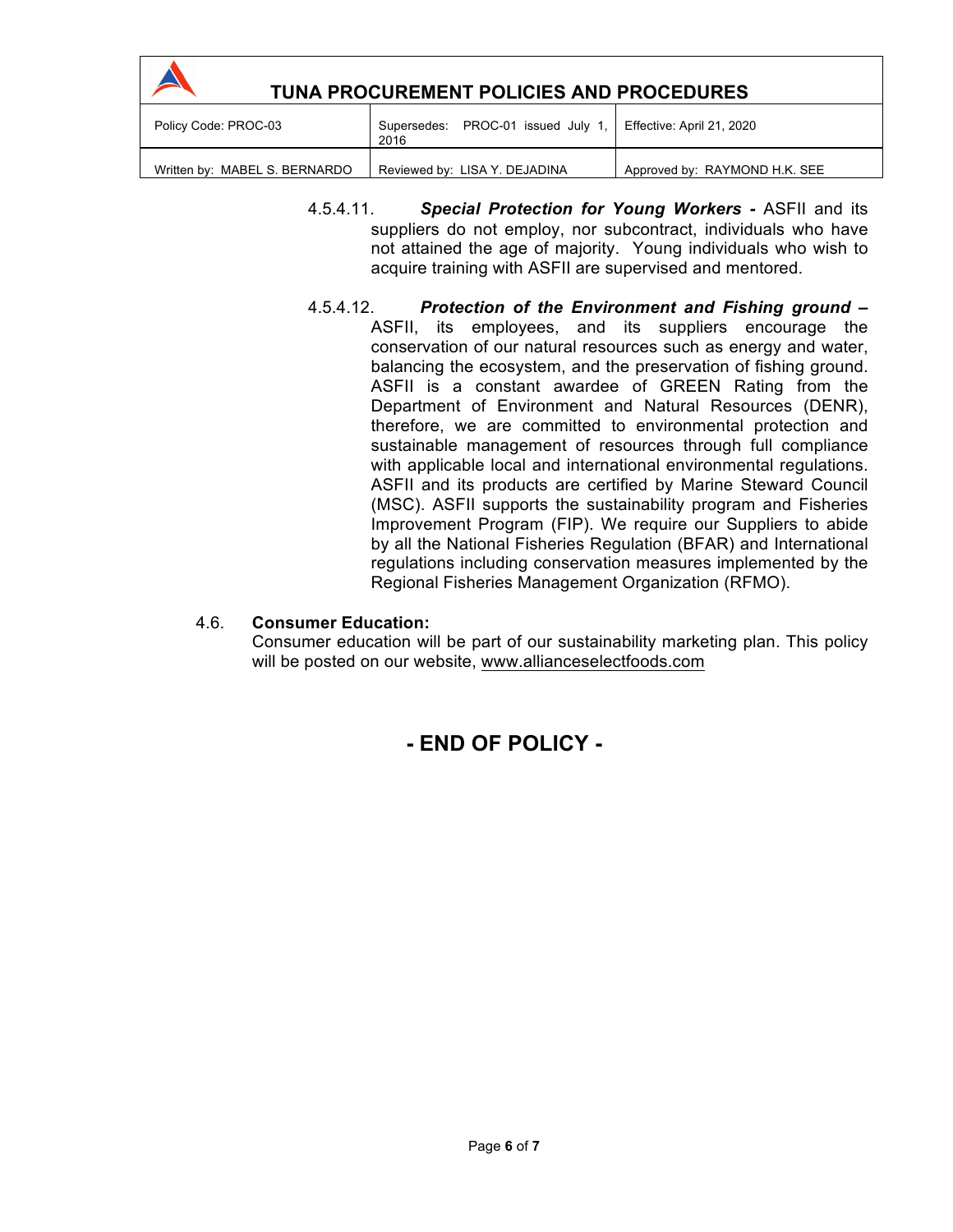4.5.4.11. ***Special Protection for Young Workers -*** ASFII and its suppliers do not employ, nor subcontract, individuals who have not attained the age of majority. Young individuals who wish to acquire training with ASFII are supervised and mentored.

4.5.4.12. ***Protection of the Environment and Fishing ground –*** ASFII, its employees, and its suppliers encourage the conservation of our natural resources such as energy and water, balancing the ecosystem, and the preservation of fishing ground. ASFII is a constant awardee of GREEN Rating from the Department of Environment and Natural Resources (DENR), therefore, we are committed to environmental protection and sustainable management of resources through full compliance with applicable local and international environmental regulations. ASFII and its products are certified by Marine Steward Council (MSC). ASFII supports the sustainability program and Fisheries Improvement Program (FIP). We require our Suppliers to abide by all the National Fisheries Regulation (BFAR) and International regulations including conservation measures implemented by the Regional Fisheries Management Organization (RFMO).

4.6. **Consumer Education:**

Consumer education will be part of our sustainability marketing plan. This policy will be posted on our website, www.allianceselectfoods.com

## - END OF POLICY -